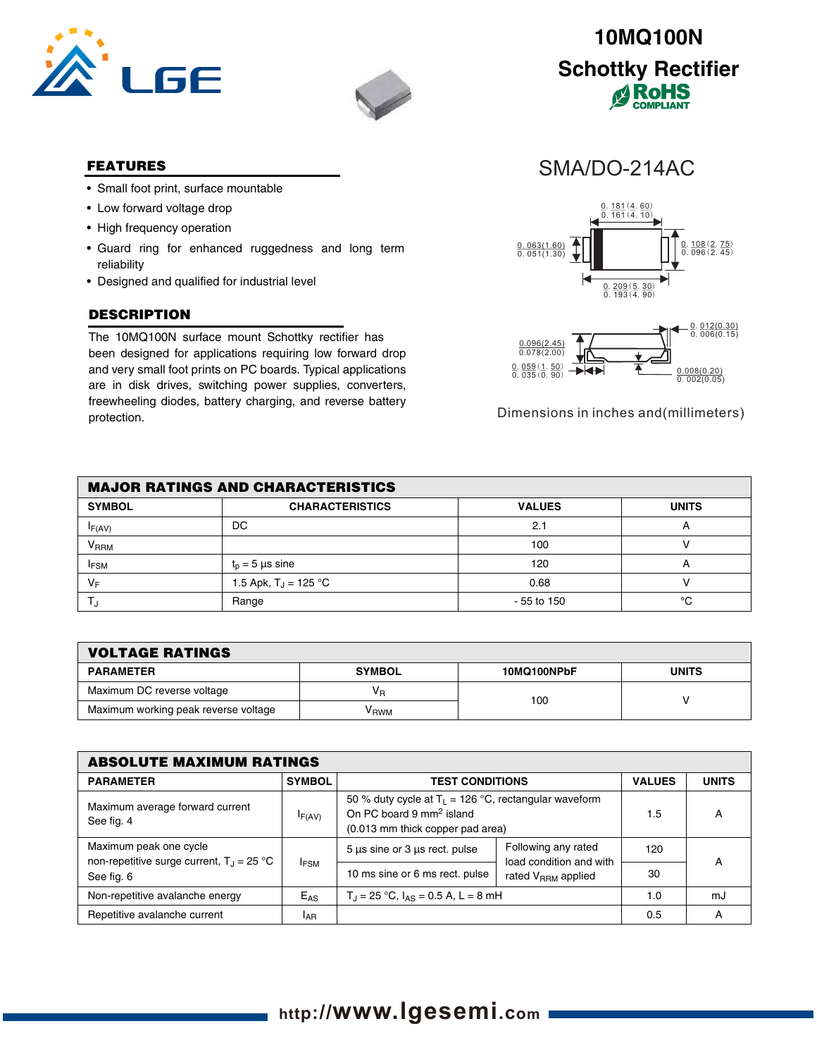# 10MQ100N

## Schottky Rectifier

RoHS COMPLIANT

SMA/DO-214AC

## FEATURES

- Small foot print, surface mountable
- Low forward voltage drop
- High frequency operation
- Guard ring for enhanced ruggedness and long term reliability
- Designed and qualified for industrial level

## DESCRIPTION

The 10MQ100N surface mount Schottky rectifier has been designed for applications requiring low forward drop and very small foot prints on PC boards. Typical applications are in disk drives, switching power supplies, converters, freewheeling diodes, battery charging, and reverse battery protection.

0.181(4.60)
0.161(4.10)
0.063(1.60)
0.051(1.30)
0.108(2.75)
0.096(2.45)
0.209(5.30)
0.193(4.90)
0.096(2.45)
0.078(2.00)
0.012(0.30)
0.006(0.15)
0.059(1.50)
0.035(0.90)
0.008(0.20)
0.002(0.05)

Dimensions in inches and(millimeters)

## MAJOR RATINGS AND CHARACTERISTICS

| SYMBOL | CHARACTERISTICS | VALUES | UNITS |
|---|---|---|---|
| $I_{F(AV)}$ | DC | 2.1 | A |
| $V_{RRM}$ | | 100 | V |
| $I_{FSM}$ | $t_p$ = 5 µs sine | 120 | A |
| $V_F$ | 1.5 Apk, $T_J$ = 125 °C | 0.68 | V |
| $T_J$ | Range | - 55 to 150 | °C |

## VOLTAGE RATINGS

| PARAMETER | SYMBOL | 10MQ100NPbF | UNITS |
|---|---|---|---|
| Maximum DC reverse voltage | $V_R$ | 100 | V |
| Maximum working peak reverse voltage | $V_{RWM}$ | | |

## ABSOLUTE MAXIMUM RATINGS

| PARAMETER | SYMBOL | TEST CONDITIONS | | VALUES | UNITS |
|---|---|---|---|---|---|
| Maximum average forward current<br>See fig. 4 | $I_{F(AV)}$ | 50 % duty cycle at $T_L$ = 126 °C, rectangular waveform<br>On PC board 9 mm² island<br>(0.013 mm thick copper pad area) | | 1.5 | A |
| Maximum peak one cycle<br>non-repetitive surge current, $T_J$ = 25 °C<br>See fig. 6 | $I_{FSM}$ | 5 µs sine or 3 µs rect. pulse | Following any rated load condition and with rated $V_{RRM}$ applied | 120 | A |
| | | 10 ms sine or 6 ms rect. pulse | | 30 | |
| Non-repetitive avalanche energy | $E_{AS}$ | $T_J$ = 25 °C, $I_{AS}$ = 0.5 A, L = 8 mH | | 1.0 | mJ |
| Repetitive avalanche current | $I_{AR}$ | | | 0.5 | A |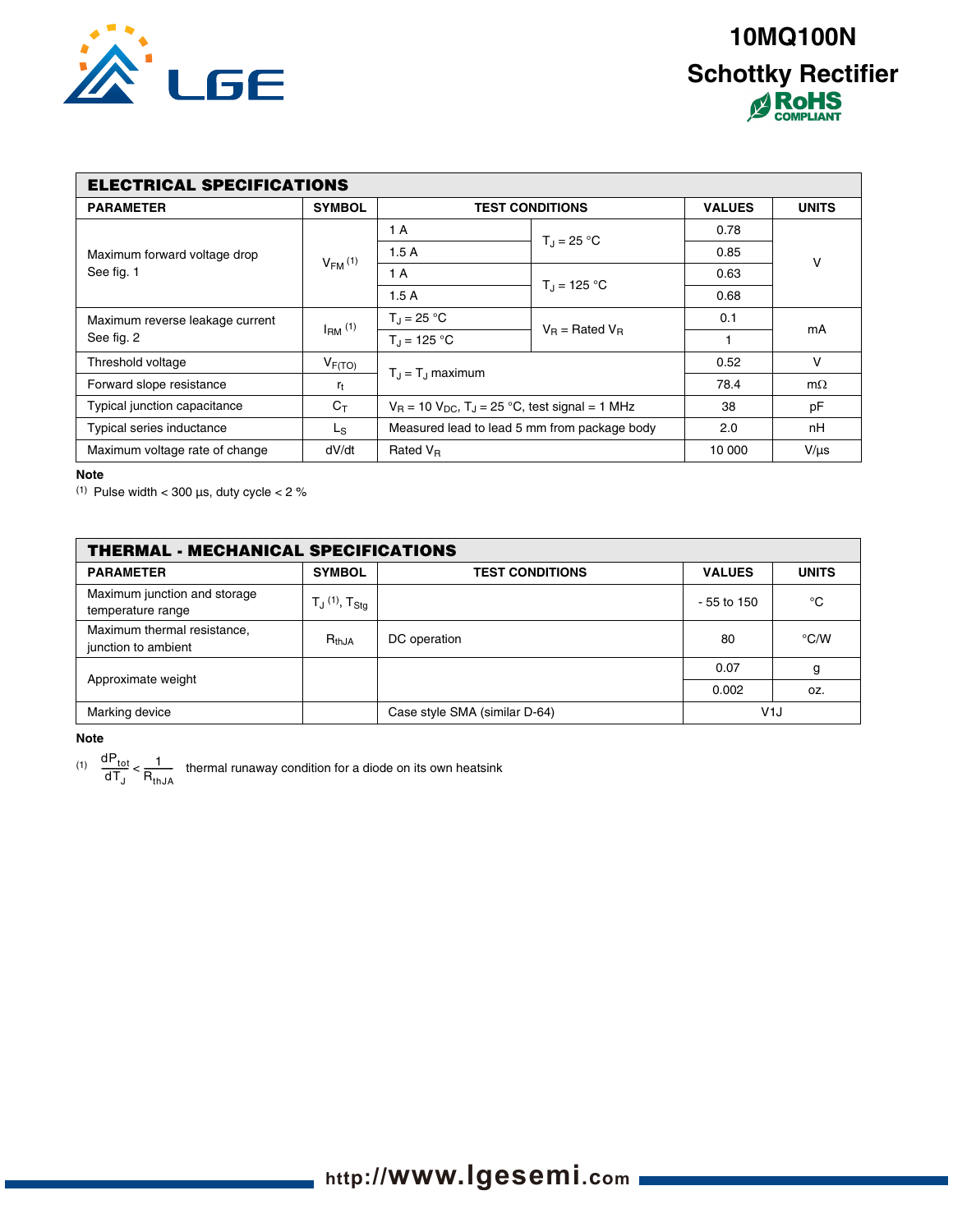# 10MQ100N

## Schottky Rectifier

RoHS COMPLIANT

| ELECTRICAL SPECIFICATIONS | | | | | |
|---|---|---|---|---|---|
| **PARAMETER** | **SYMBOL** | **TEST CONDITIONS** | | **VALUES** | **UNITS** |
| Maximum forward voltage drop<br>See fig. 1 | $V_{FM}$ (1) | 1 A | $T_J$ = 25 °C | 0.78 | V |
| | | 1.5 A | | 0.85 | |
| | | 1 A | $T_J$ = 125 °C | 0.63 | |
| | | 1.5 A | | 0.68 | |
| Maximum reverse leakage current<br>See fig. 2 | $I_{RM}$ (1) | $T_J$ = 25 °C | $V_R$ = Rated $V_R$ | 0.1 | mA |
| | | $T_J$ = 125 °C | | 1 | |
| Threshold voltage | $V_{F(TO)}$ | $T_J$ = $T_J$ maximum | | 0.52 | V |
| Forward slope resistance | $r_t$ | | | 78.4 | mΩ |
| Typical junction capacitance | $C_T$ | $V_R$ = 10 $V_{DC}$, $T_J$ = 25 °C, test signal = 1 MHz | | 38 | pF |
| Typical series inductance | $L_S$ | Measured lead to lead 5 mm from package body | | 2.0 | nH |
| Maximum voltage rate of change | dV/dt | Rated $V_R$ | | 10 000 | V/µs |

**Note**

(1) Pulse width < 300 µs, duty cycle < 2 %

| THERMAL - MECHANICAL SPECIFICATIONS | | | | |
|---|---|---|---|---|
| **PARAMETER** | **SYMBOL** | **TEST CONDITIONS** | **VALUES** | **UNITS** |
| Maximum junction and storage temperature range | $T_J$ (1), $T_{Stg}$ | | - 55 to 150 | °C |
| Maximum thermal resistance, junction to ambient | $R_{thJA}$ | DC operation | 80 | °C/W |
| Approximate weight | | | 0.07 | g |
| | | | 0.002 | oz. |
| Marking device | | Case style SMA (similar D-64) | V1J | |

**Note**

(1) $\frac{dP_{tot}}{dT_J} < \frac{1}{R_{thJA}}$ thermal runaway condition for a diode on its own heatsink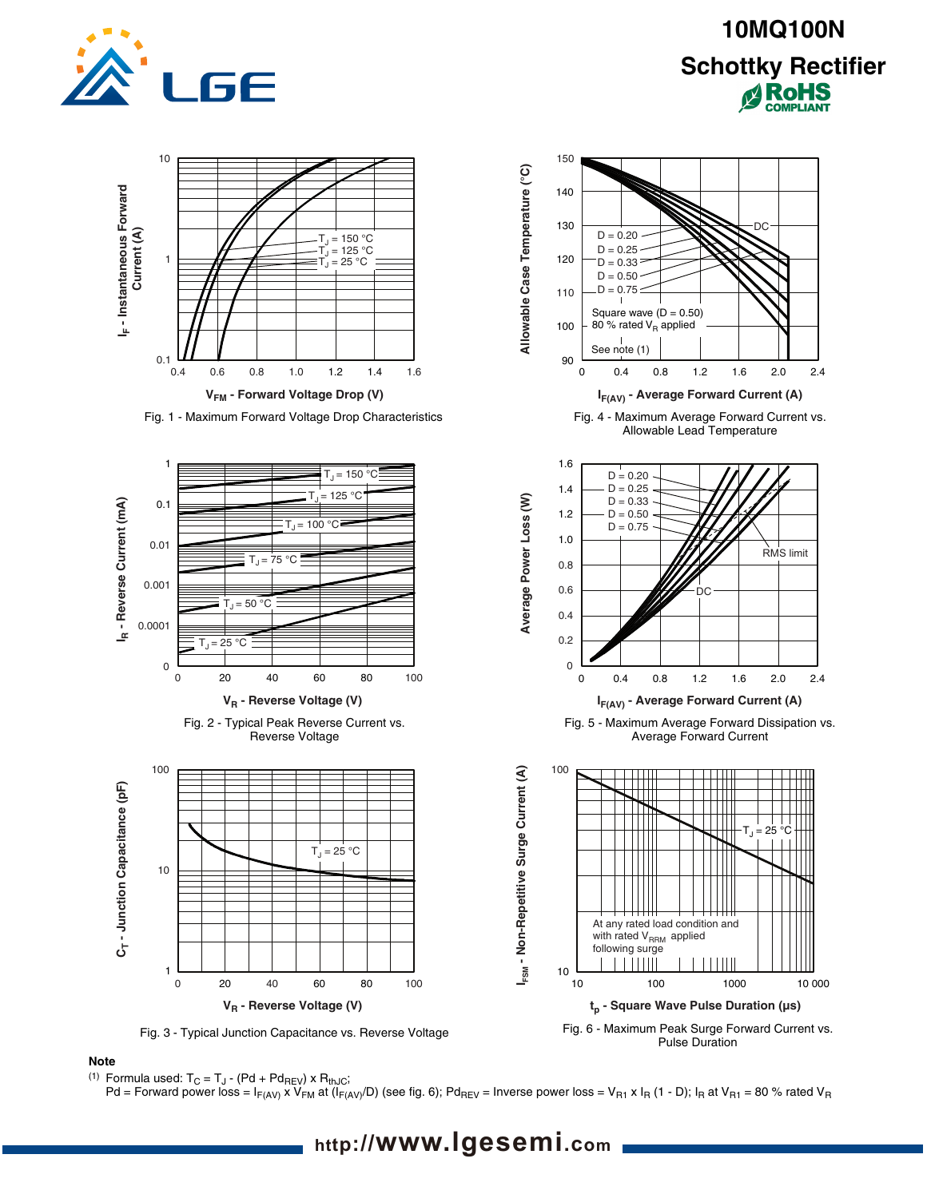# 10MQ100N
## Schottky Rectifier

RoHS COMPLIANT

$I_F$ - Instantaneous Forward Current (A)

10

1

0.1

0.4 0.6 0.8 1.0 1.2 1.4 1.6

$T_J$ = 150 °C
$T_J$ = 125 °C
$T_J$ = 25 °C

$V_{FM}$ - Forward Voltage Drop (V)

Fig. 1 - Maximum Forward Voltage Drop Characteristics

Allowable Case Temperature (°C)

150 140 130 120 110 100 90

0 0.4 0.8 1.2 1.6 2.0 2.4

DC
D = 0.20
D = 0.25
D = 0.33
D = 0.50
D = 0.75

Square wave (D = 0.50)
80 % rated $V_R$ applied

See note (1)

$I_{F(AV)}$ - Average Forward Current (A)

Fig. 4 - Maximum Average Forward Current vs. Allowable Lead Temperature

$I_R$ - Reverse Current (mA)

1 0.1 0.01 0.001 0.0001 0

0 20 40 60 80 100

$T_J$ = 150 °C
$T_J$ = 125 °C
$T_J$ = 100 °C
$T_J$ = 75 °C
$T_J$ = 50 °C
$T_J$ = 25 °C

$V_R$ - Reverse Voltage (V)

Fig. 2 - Typical Peak Reverse Current vs. Reverse Voltage

Average Power Loss (W)

1.6 1.4 1.2 1.0 0.8 0.6 0.4 0.2 0

0 0.4 0.8 1.2 1.6 2.0 2.4

D = 0.20
D = 0.25
D = 0.33
D = 0.50
D = 0.75

RMS limit

DC

$I_{F(AV)}$ - Average Forward Current (A)

Fig. 5 - Maximum Average Forward Dissipation vs. Average Forward Current

$C_T$ - Junction Capacitance (pF)

100 10 1

0 20 40 60 80 100

$T_J$ = 25 °C

$V_R$ - Reverse Voltage (V)

Fig. 3 - Typical Junction Capacitance vs. Reverse Voltage

$I_{FSM}$ - Non-Repetitive Surge Current (A)

100 10

10 100 1000 10 000

$T_J$ = 25 °C

At any rated load condition and with rated $V_{RRM}$ applied following surge

$t_p$ - Square Wave Pulse Duration (µs)

Fig. 6 - Maximum Peak Surge Forward Current vs. Pulse Duration

**Note**

(1) Formula used: $T_C = T_J - (Pd + Pd_{REV}) \times R_{thJC}$;
Pd = Forward power loss = $I_{F(AV)} \times V_{FM}$ at $(I_{F(AV)}/D)$ (see fig. 6); $Pd_{REV}$ = Inverse power loss = $V_{R1} \times I_R (1 - D)$; $I_R$ at $V_{R1}$ = 80 % rated $V_R$

http://www.lgesemi.com